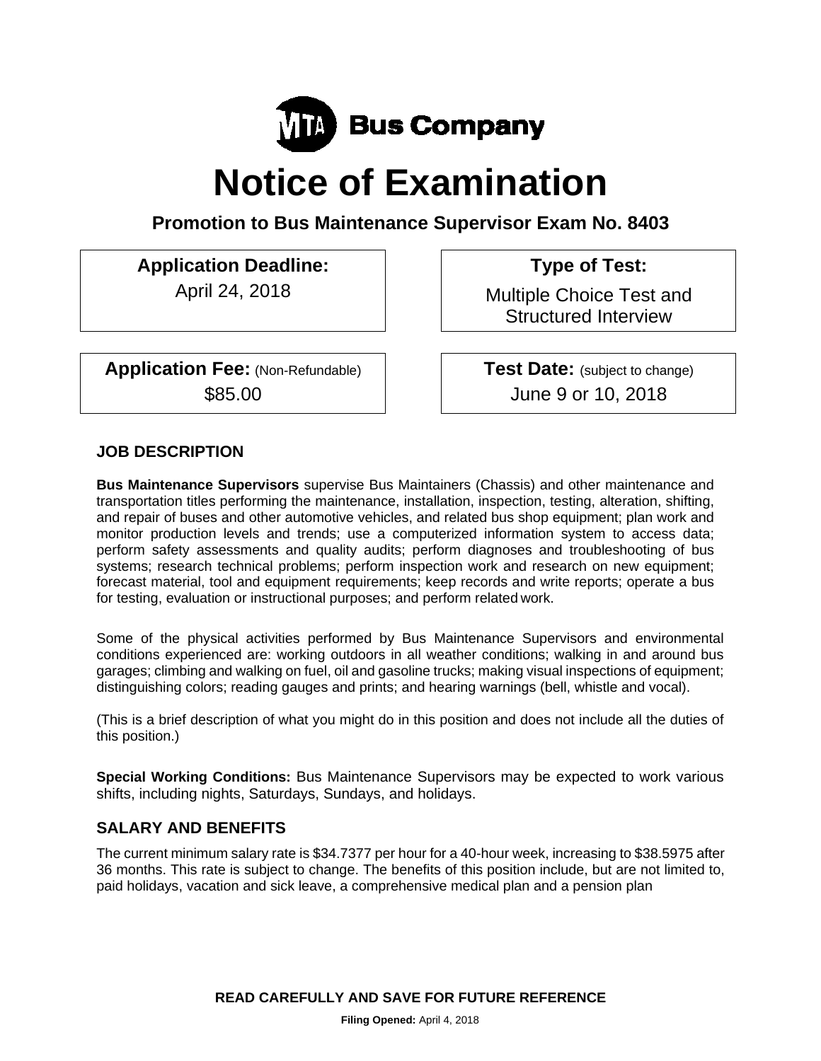MTA Bus Company

# Notice of Examination

## Promotion to Bus Maintenance Supervisor Exam No. 8403

| **Application Deadline:** | **Type of Test:** |
|---|---|
| April 24, 2018 | Multiple Choice Test and Structured Interview |
| **Application Fee:** (Non-Refundable) $85.00 | **Test Date:** (subject to change) June 9 or 10, 2018 |

### JOB DESCRIPTION

**Bus Maintenance Supervisors** supervise Bus Maintainers (Chassis) and other maintenance and transportation titles performing the maintenance, installation, inspection, testing, alteration, shifting, and repair of buses and other automotive vehicles, and related bus shop equipment; plan work and monitor production levels and trends; use a computerized information system to access data; perform safety assessments and quality audits; perform diagnoses and troubleshooting of bus systems; research technical problems; perform inspection work and research on new equipment; forecast material, tool and equipment requirements; keep records and write reports; operate a bus for testing, evaluation or instructional purposes; and perform related work.

Some of the physical activities performed by Bus Maintenance Supervisors and environmental conditions experienced are: working outdoors in all weather conditions; walking in and around bus garages; climbing and walking on fuel, oil and gasoline trucks; making visual inspections of equipment; distinguishing colors; reading gauges and prints; and hearing warnings (bell, whistle and vocal).

(This is a brief description of what you might do in this position and does not include all the duties of this position.)

**Special Working Conditions:** Bus Maintenance Supervisors may be expected to work various shifts, including nights, Saturdays, Sundays, and holidays.

### SALARY AND BENEFITS

The current minimum salary rate is $34.7377 per hour for a 40-hour week, increasing to $38.5975 after 36 months. This rate is subject to change. The benefits of this position include, but are not limited to, paid holidays, vacation and sick leave, a comprehensive medical plan and a pension plan

**READ CAREFULLY AND SAVE FOR FUTURE REFERENCE**

**Filing Opened:** April 4, 2018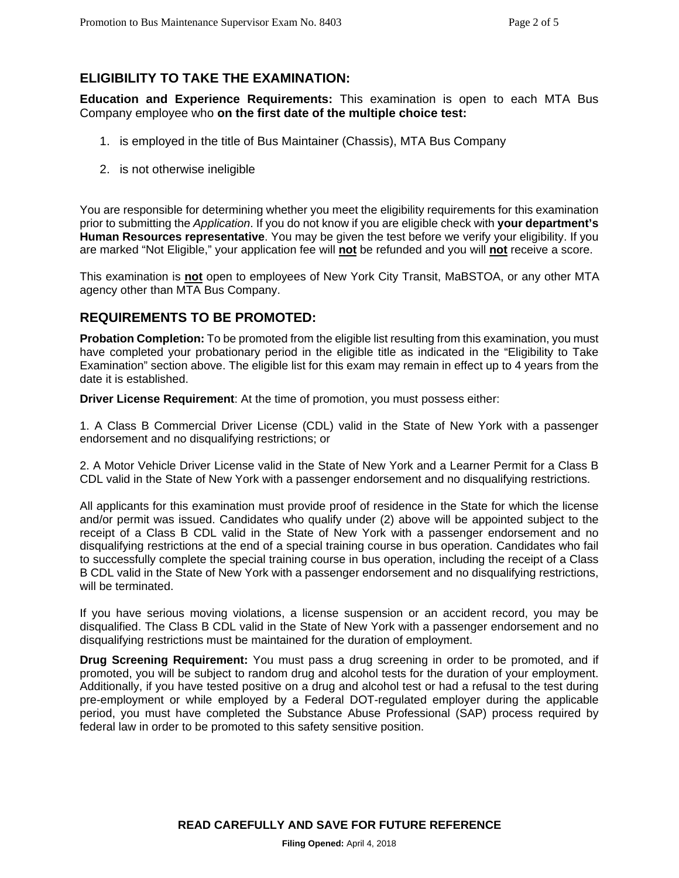## ELIGIBILITY TO TAKE THE EXAMINATION:

**Education and Experience Requirements:** This examination is open to each MTA Bus Company employee who **on the first date of the multiple choice test:**

1. is employed in the title of Bus Maintainer (Chassis), MTA Bus Company
2. is not otherwise ineligible

You are responsible for determining whether you meet the eligibility requirements for this examination prior to submitting the *Application*. If you do not know if you are eligible check with **your department's Human Resources representative**. You may be given the test before we verify your eligibility. If you are marked "Not Eligible," your application fee will **not** be refunded and you will **not** receive a score.

This examination is **not** open to employees of New York City Transit, MaBSTOA, or any other MTA agency other than MTA Bus Company.

## REQUIREMENTS TO BE PROMOTED:

**Probation Completion:** To be promoted from the eligible list resulting from this examination, you must have completed your probationary period in the eligible title as indicated in the "Eligibility to Take Examination" section above. The eligible list for this exam may remain in effect up to 4 years from the date it is established.

**Driver License Requirement**: At the time of promotion, you must possess either:

1. A Class B Commercial Driver License (CDL) valid in the State of New York with a passenger endorsement and no disqualifying restrictions; or

2. A Motor Vehicle Driver License valid in the State of New York and a Learner Permit for a Class B CDL valid in the State of New York with a passenger endorsement and no disqualifying restrictions.

All applicants for this examination must provide proof of residence in the State for which the license and/or permit was issued. Candidates who qualify under (2) above will be appointed subject to the receipt of a Class B CDL valid in the State of New York with a passenger endorsement and no disqualifying restrictions at the end of a special training course in bus operation. Candidates who fail to successfully complete the special training course in bus operation, including the receipt of a Class B CDL valid in the State of New York with a passenger endorsement and no disqualifying restrictions, will be terminated.

If you have serious moving violations, a license suspension or an accident record, you may be disqualified. The Class B CDL valid in the State of New York with a passenger endorsement and no disqualifying restrictions must be maintained for the duration of employment.

**Drug Screening Requirement:** You must pass a drug screening in order to be promoted, and if promoted, you will be subject to random drug and alcohol tests for the duration of your employment. Additionally, if you have tested positive on a drug and alcohol test or had a refusal to the test during pre-employment or while employed by a Federal DOT-regulated employer during the applicable period, you must have completed the Substance Abuse Professional (SAP) process required by federal law in order to be promoted to this safety sensitive position.

**READ CAREFULLY AND SAVE FOR FUTURE REFERENCE**

**Filing Opened:** April 4, 2018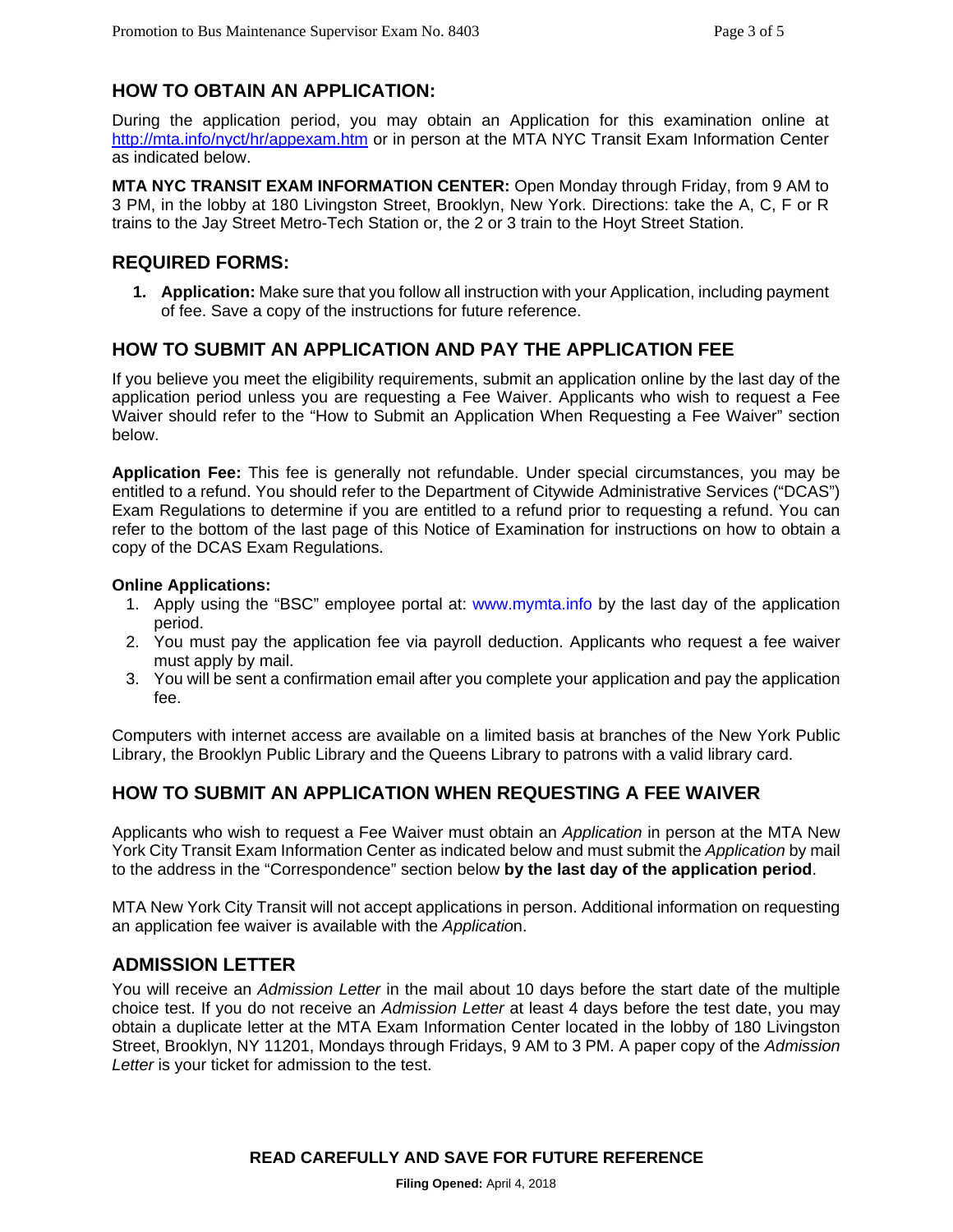## HOW TO OBTAIN AN APPLICATION:

During the application period, you may obtain an Application for this examination online at http://mta.info/nyct/hr/appexam.htm or in person at the MTA NYC Transit Exam Information Center as indicated below.

**MTA NYC TRANSIT EXAM INFORMATION CENTER:** Open Monday through Friday, from 9 AM to 3 PM, in the lobby at 180 Livingston Street, Brooklyn, New York. Directions: take the A, C, F or R trains to the Jay Street Metro-Tech Station or, the 2 or 3 train to the Hoyt Street Station.

## REQUIRED FORMS:

1. **Application:** Make sure that you follow all instruction with your Application, including payment of fee. Save a copy of the instructions for future reference.

## HOW TO SUBMIT AN APPLICATION AND PAY THE APPLICATION FEE

If you believe you meet the eligibility requirements, submit an application online by the last day of the application period unless you are requesting a Fee Waiver. Applicants who wish to request a Fee Waiver should refer to the "How to Submit an Application When Requesting a Fee Waiver" section below.

**Application Fee:** This fee is generally not refundable. Under special circumstances, you may be entitled to a refund. You should refer to the Department of Citywide Administrative Services ("DCAS") Exam Regulations to determine if you are entitled to a refund prior to requesting a refund. You can refer to the bottom of the last page of this Notice of Examination for instructions on how to obtain a copy of the DCAS Exam Regulations.

**Online Applications:**

1. Apply using the "BSC" employee portal at: www.mymta.info by the last day of the application period.
2. You must pay the application fee via payroll deduction. Applicants who request a fee waiver must apply by mail.
3. You will be sent a confirmation email after you complete your application and pay the application fee.

Computers with internet access are available on a limited basis at branches of the New York Public Library, the Brooklyn Public Library and the Queens Library to patrons with a valid library card.

## HOW TO SUBMIT AN APPLICATION WHEN REQUESTING A FEE WAIVER

Applicants who wish to request a Fee Waiver must obtain an *Application* in person at the MTA New York City Transit Exam Information Center as indicated below and must submit the *Application* by mail to the address in the "Correspondence" section below **by the last day of the application period**.

MTA New York City Transit will not accept applications in person. Additional information on requesting an application fee waiver is available with the *Application*.

## ADMISSION LETTER

You will receive an *Admission Letter* in the mail about 10 days before the start date of the multiple choice test. If you do not receive an *Admission Letter* at least 4 days before the test date, you may obtain a duplicate letter at the MTA Exam Information Center located in the lobby of 180 Livingston Street, Brooklyn, NY 11201, Mondays through Fridays, 9 AM to 3 PM. A paper copy of the *Admission Letter* is your ticket for admission to the test.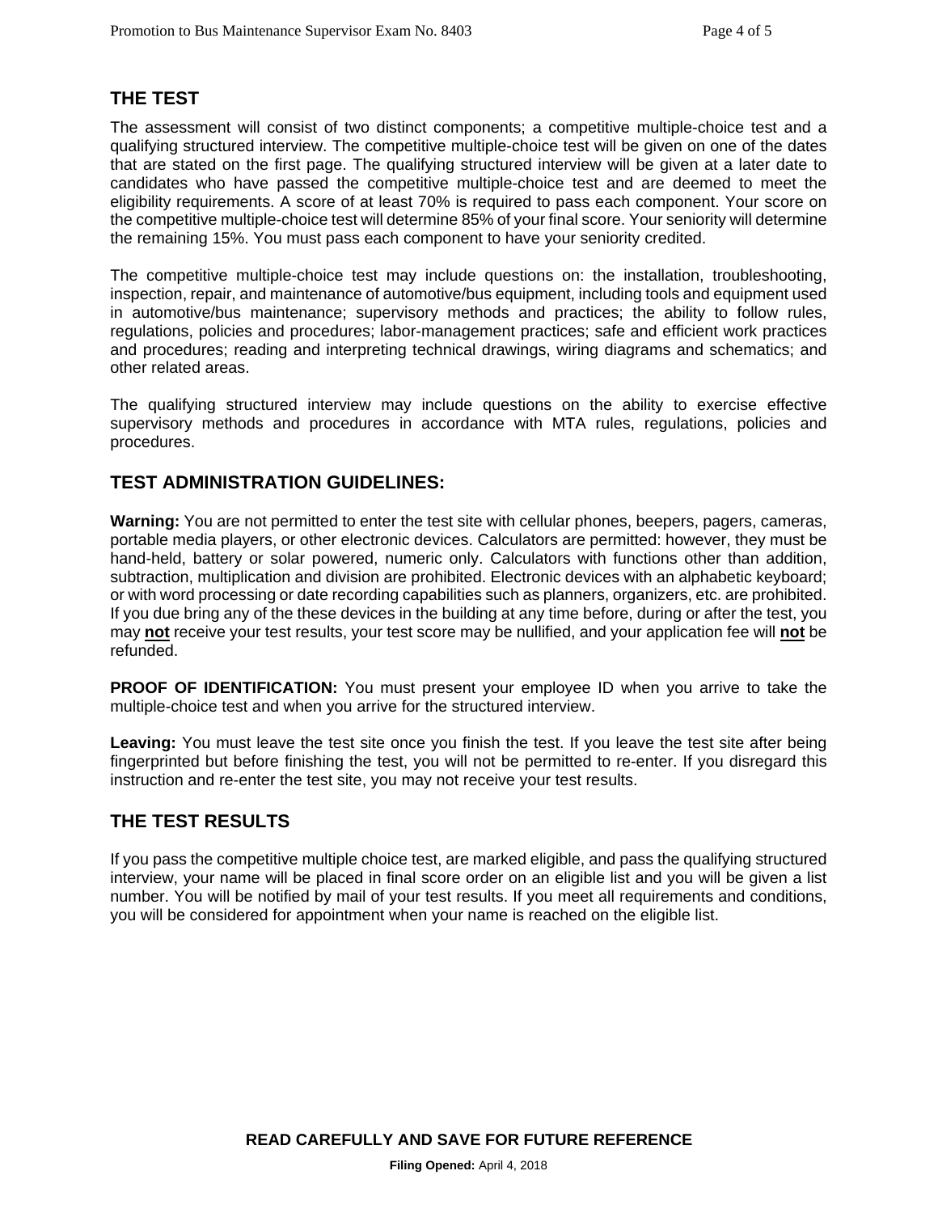## THE TEST

The assessment will consist of two distinct components; a competitive multiple-choice test and a qualifying structured interview. The competitive multiple-choice test will be given on one of the dates that are stated on the first page. The qualifying structured interview will be given at a later date to candidates who have passed the competitive multiple-choice test and are deemed to meet the eligibility requirements. A score of at least 70% is required to pass each component. Your score on the competitive multiple-choice test will determine 85% of your final score. Your seniority will determine the remaining 15%. You must pass each component to have your seniority credited.

The competitive multiple-choice test may include questions on: the installation, troubleshooting, inspection, repair, and maintenance of automotive/bus equipment, including tools and equipment used in automotive/bus maintenance; supervisory methods and practices; the ability to follow rules, regulations, policies and procedures; labor-management practices; safe and efficient work practices and procedures; reading and interpreting technical drawings, wiring diagrams and schematics; and other related areas.

The qualifying structured interview may include questions on the ability to exercise effective supervisory methods and procedures in accordance with MTA rules, regulations, policies and procedures.

## TEST ADMINISTRATION GUIDELINES:

**Warning:** You are not permitted to enter the test site with cellular phones, beepers, pagers, cameras, portable media players, or other electronic devices. Calculators are permitted: however, they must be hand-held, battery or solar powered, numeric only. Calculators with functions other than addition, subtraction, multiplication and division are prohibited. Electronic devices with an alphabetic keyboard; or with word processing or date recording capabilities such as planners, organizers, etc. are prohibited. If you due bring any of the these devices in the building at any time before, during or after the test, you may **not** receive your test results, your test score may be nullified, and your application fee will **not** be refunded.

**PROOF OF IDENTIFICATION:** You must present your employee ID when you arrive to take the multiple-choice test and when you arrive for the structured interview.

**Leaving:** You must leave the test site once you finish the test. If you leave the test site after being fingerprinted but before finishing the test, you will not be permitted to re-enter. If you disregard this instruction and re-enter the test site, you may not receive your test results.

## THE TEST RESULTS

If you pass the competitive multiple choice test, are marked eligible, and pass the qualifying structured interview, your name will be placed in final score order on an eligible list and you will be given a list number. You will be notified by mail of your test results. If you meet all requirements and conditions, you will be considered for appointment when your name is reached on the eligible list.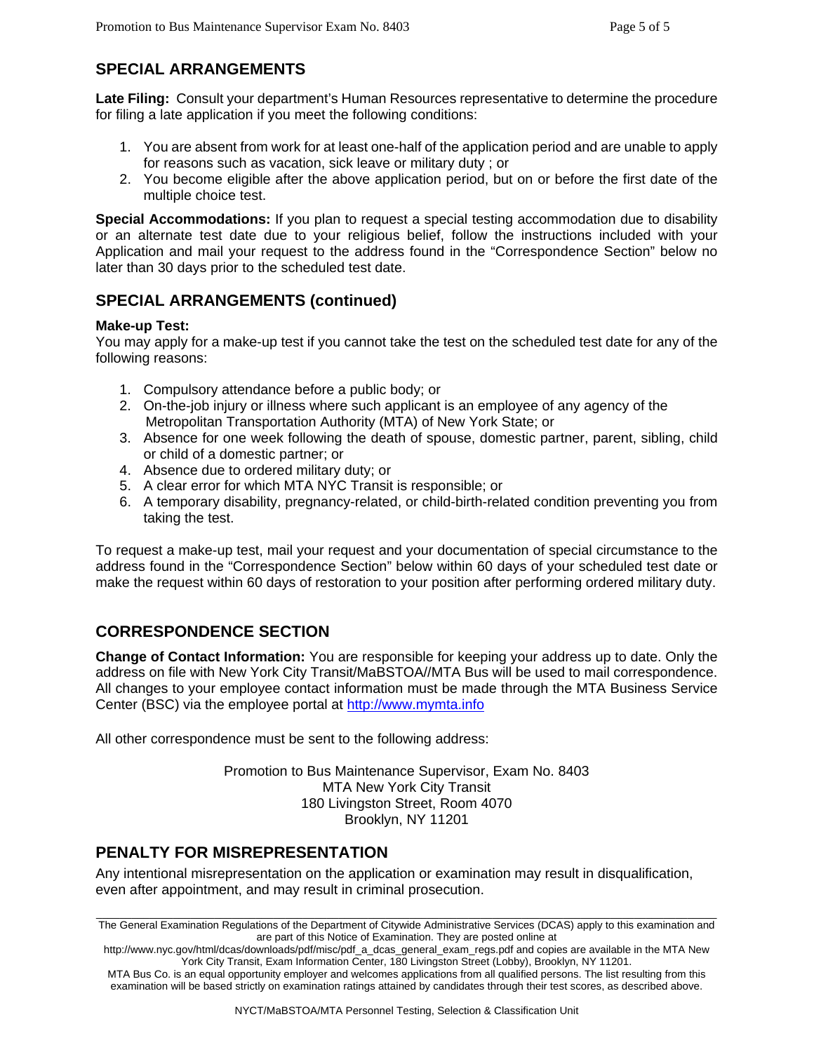## SPECIAL ARRANGEMENTS

**Late Filing:** Consult your department's Human Resources representative to determine the procedure for filing a late application if you meet the following conditions:

1. You are absent from work for at least one-half of the application period and are unable to apply for reasons such as vacation, sick leave or military duty ; or
2. You become eligible after the above application period, but on or before the first date of the multiple choice test.

**Special Accommodations:** If you plan to request a special testing accommodation due to disability or an alternate test date due to your religious belief, follow the instructions included with your Application and mail your request to the address found in the "Correspondence Section" below no later than 30 days prior to the scheduled test date.

## SPECIAL ARRANGEMENTS (continued)

**Make-up Test:**
You may apply for a make-up test if you cannot take the test on the scheduled test date for any of the following reasons:

1. Compulsory attendance before a public body; or
2. On-the-job injury or illness where such applicant is an employee of any agency of the Metropolitan Transportation Authority (MTA) of New York State; or
3. Absence for one week following the death of spouse, domestic partner, parent, sibling, child or child of a domestic partner; or
4. Absence due to ordered military duty; or
5. A clear error for which MTA NYC Transit is responsible; or
6. A temporary disability, pregnancy-related, or child-birth-related condition preventing you from taking the test.

To request a make-up test, mail your request and your documentation of special circumstance to the address found in the "Correspondence Section" below within 60 days of your scheduled test date or make the request within 60 days of restoration to your position after performing ordered military duty.

## CORRESPONDENCE SECTION

**Change of Contact Information:** You are responsible for keeping your address up to date. Only the address on file with New York City Transit/MaBSTOA//MTA Bus will be used to mail correspondence. All changes to your employee contact information must be made through the MTA Business Service Center (BSC) via the employee portal at http://www.mymta.info

All other correspondence must be sent to the following address:

Promotion to Bus Maintenance Supervisor, Exam No. 8403
MTA New York City Transit
180 Livingston Street, Room 4070
Brooklyn, NY 11201

## PENALTY FOR MISREPRESENTATION

Any intentional misrepresentation on the application or examination may result in disqualification, even after appointment, and may result in criminal prosecution.

---

The General Examination Regulations of the Department of Citywide Administrative Services (DCAS) apply to this examination and are part of this Notice of Examination. They are posted online at http://www.nyc.gov/html/dcas/downloads/pdf/misc/pdf_a_dcas_general_exam_regs.pdf and copies are available in the MTA New York City Transit, Exam Information Center, 180 Livingston Street (Lobby), Brooklyn, NY 11201.
MTA Bus Co. is an equal opportunity employer and welcomes applications from all qualified persons. The list resulting from this examination will be based strictly on examination ratings attained by candidates through their test scores, as described above.

NYCT/MaBSTOA/MTA Personnel Testing, Selection & Classification Unit